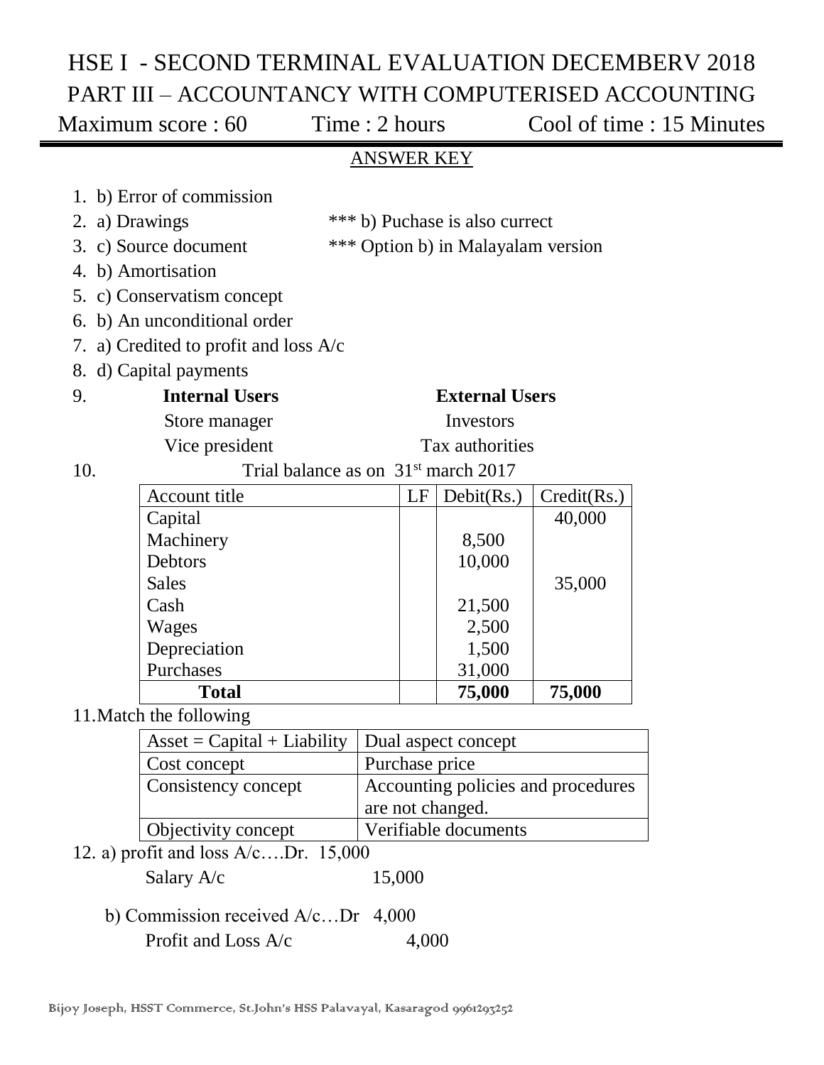# HSE I - SECOND TERMINAL EVALUATION DECEMBERV 2018

## PART III – ACCOUNTANCY WITH COMPUTERISED ACCOUNTING

Maximum score : 60 Time : 2 hours Cool of time : 15 Minutes

ANSWER KEY

1. b) Error of commission
2. a) Drawings *** b) Puchase is also currect
3. c) Source document *** Option b) in Malayalam version
4. b) Amortisation
5. c) Conservatism concept
6. b) An unconditional order
7. a) Credited to profit and loss A/c
8. d) Capital payments
9. 

| **Internal Users** | **External Users** |
|---|---|
| Store manager | Investors |
| Vice president | Tax authorities |

10. Trial balance as on 31st march 2017

| Account title | LF | Debit(Rs.) | Credit(Rs.) |
|---|---|---|---|
| Capital | | | 40,000 |
| Machinery | | 8,500 | |
| Debtors | | 10,000 | |
| Sales | | | 35,000 |
| Cash | | 21,500 | |
| Wages | | 2,500 | |
| Depreciation | | 1,500 | |
| Purchases | | 31,000 | |
| **Total** | | **75,000** | **75,000** |

11. Match the following

| Asset = Capital + Liability | Dual aspect concept |
|---|---|
| Cost concept | Purchase price |
| Consistency concept | Accounting policies and procedures are not changed. |
| Objectivity concept | Verifiable documents |

12. a) profit and loss A/c….Dr. 15,000
    Salary A/c 15,000

    b) Commission received A/c…Dr 4,000
    Profit and Loss A/c 4,000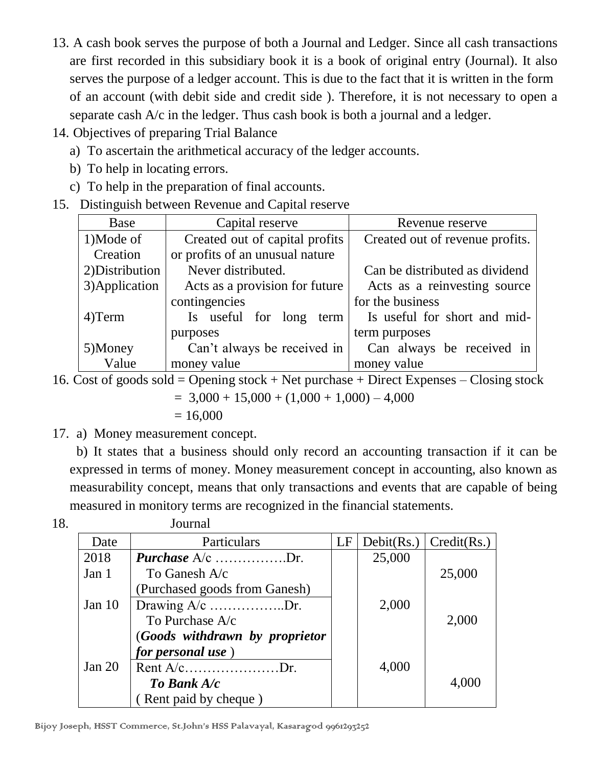13. A cash book serves the purpose of both a Journal and Ledger. Since all cash transactions are first recorded in this subsidiary book it is a book of original entry (Journal). It also serves the purpose of a ledger account. This is due to the fact that it is written in the form of an account (with debit side and credit side ). Therefore, it is not necessary to open a separate cash A/c in the ledger. Thus cash book is both a journal and a ledger.

14. Objectives of preparing Trial Balance
    a) To ascertain the arithmetical accuracy of the ledger accounts.
    b) To help in locating errors.
    c) To help in the preparation of final accounts.

15. Distinguish between Revenue and Capital reserve

| Base | Capital reserve | Revenue reserve |
|---|---|---|
| 1)Mode of Creation | Created out of capital profits or profits of an unusual nature | Created out of revenue profits. |
| 2)Distribution | Never distributed. | Can be distributed as dividend |
| 3)Application | Acts as a provision for future contingencies | Acts as a reinvesting source for the business |
| 4)Term | Is useful for long term purposes | Is useful for short and mid-term purposes |
| 5)Money Value | Can't always be received in money value | Can always be received in money value |

16. Cost of goods sold = Opening stock + Net purchase + Direct Expenses – Closing stock

    = 3,000 + 15,000 + (1,000 + 1,000) – 4,000

    = 16,000

17. a) Money measurement concept.

    b) It states that a business should only record an accounting transaction if it can be expressed in terms of money. Money measurement concept in accounting, also known as measurability concept, means that only transactions and events that are capable of being measured in monitory terms are recognized in the financial statements.

18. Journal

| Date | Particulars | LF | Debit(Rs.) | Credit(Rs.) |
|---|---|---|---|---|
| 2018 Jan 1 | ***Purchase*** A/c …………….Dr.<br>To Ganesh A/c<br>(Purchased goods from Ganesh) | | 25,000 | <br>25,000 |
| Jan 10 | Drawing A/c ……………..Dr.<br>To Purchase A/c<br>(***Goods withdrawn by proprietor for personal use*** ) | | 2,000 | <br>2,000 |
| Jan 20 | Rent A/c…………………Dr.<br>***To Bank A/c***<br>( Rent paid by cheque ) | | 4,000 | <br>4,000 |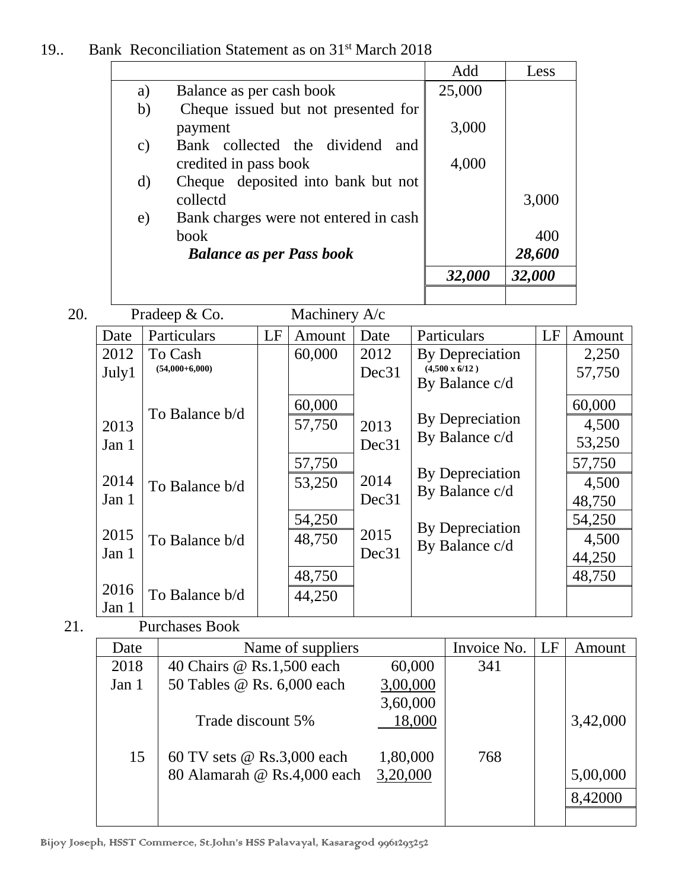19.. Bank Reconciliation Statement as on 31st March 2018

| | Add | Less |
|---|---|---|
| a) Balance as per cash book | 25,000 | |
| b) Cheque issued but not presented for payment | 3,000 | |
| c) Bank collected the dividend and credited in pass book | 4,000 | |
| d) Cheque deposited into bank but not collectd | | 3,000 |
| e) Bank charges were not entered in cash book | | 400 |
| ***Balance as per Pass book*** | | ***28,600*** |
| | ***32,000*** | ***32,000*** |

20. Pradeep & Co. Machinery A/c

| Date | Particulars | LF | Amount | Date | Particulars | LF | Amount |
|---|---|---|---|---|---|---|---|
| 2012 July1 | To Cash (54,000+6,000) | | 60,000 | 2012 Dec31 | By Depreciation (4,500 x 6/12 ) | | 2,250 |
| | | | | | By Balance c/d | | 57,750 |
| | | | 60,000 | | | | 60,000 |
| 2013 Jan 1 | To Balance b/d | | 57,750 | 2013 Dec31 | By Depreciation | | 4,500 |
| | | | | | By Balance c/d | | 53,250 |
| | | | 57,750 | | | | 57,750 |
| 2014 Jan 1 | To Balance b/d | | 53,250 | 2014 Dec31 | By Depreciation | | 4,500 |
| | | | | | By Balance c/d | | 48,750 |
| | | | 54,250 | | | | 54,250 |
| 2015 Jan 1 | To Balance b/d | | 48,750 | 2015 Dec31 | By Depreciation | | 4,500 |
| | | | | | By Balance c/d | | 44,250 |
| | | | 48,750 | | | | 48,750 |
| 2016 Jan 1 | To Balance b/d | | 44,250 | | | | |

21. Purchases Book

| Date | Name of suppliers | | Invoice No. | LF | Amount |
|---|---|---|---|---|---|
| 2018 Jan 1 | 40 Chairs @ Rs.1,500 each | 60,000 | 341 | | |
| | 50 Tables @ Rs. 6,000 each | 3,00,000 | | | |
| | | 3,60,000 | | | |
| | Trade discount 5% | 18,000 | | | 3,42,000 |
| 15 | 60 TV sets @ Rs.3,000 each | 1,80,000 | 768 | | |
| | 80 Alamarah @ Rs.4,000 each | 3,20,000 | | | 5,00,000 |
| | | | | | 8,42000 |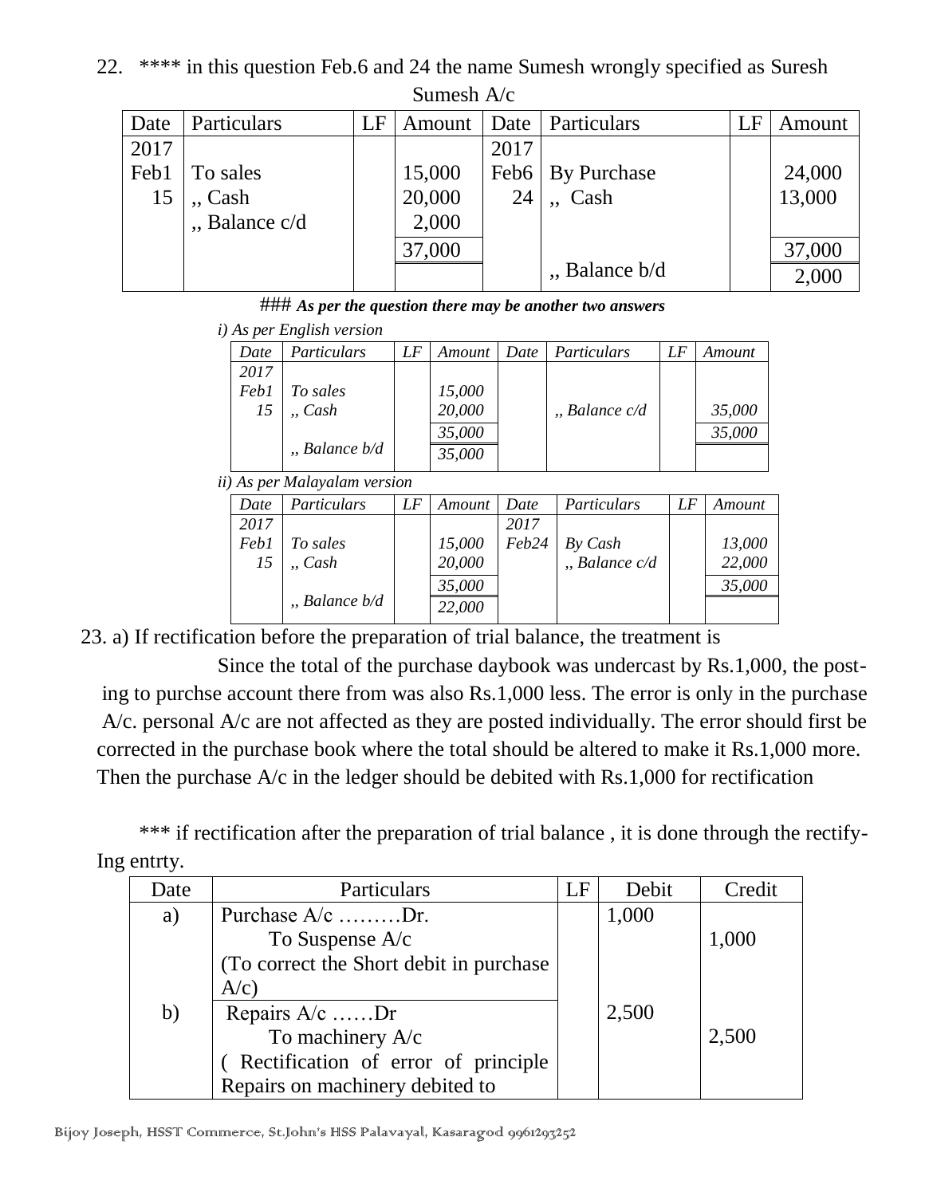22. **** in this question Feb.6 and 24 the name Sumesh wrongly specified as Suresh

Sumesh A/c

| Date | Particulars | LF | Amount | Date | Particulars | LF | Amount |
|---|---|---|---|---|---|---|---|
| 2017 | | | | 2017 | | | |
| Feb1 | To sales | | 15,000 | Feb6 | By Purchase | | 24,000 |
| 15 | ,, Cash | | 20,000 | 24 | ,, Cash | | 13,000 |
| | ,, Balance c/d | | 2,000 | | | | |
| | | | 37,000 | | | | 37,000 |
| | | | | | ,, Balance b/d | | 2,000 |

### ***As per the question there may be another two answers***

*i) As per English version*

| *Date* | *Particulars* | *LF* | *Amount* | *Date* | *Particulars* | *LF* | *Amount* |
|---|---|---|---|---|---|---|---|
| *2017* | | | | | | | |
| *Feb1* | *To sales* | | *15,000* | | | | |
| *15* | *,, Cash* | | *20,000* | | *,, Balance c/d* | | *35,000* |
| | | | *35,000* | | | | *35,000* |
| | *,, Balance b/d* | | *35,000* | | | | |

*ii) As per Malayalam version*

| *Date* | *Particulars* | *LF* | *Amount* | *Date* | *Particulars* | *LF* | *Amount* |
|---|---|---|---|---|---|---|---|
| *2017* | | | | *2017* | | | |
| *Feb1* | *To sales* | | *15,000* | *Feb24* | *By Cash* | | *13,000* |
| *15* | *,, Cash* | | *20,000* | | *,, Balance c/d* | | *22,000* |
| | | | *35,000* | | | | *35,000* |
| | *,, Balance b/d* | | *22,000* | | | | |

23. a) If rectification before the preparation of trial balance, the treatment is

Since the total of the purchase daybook was undercast by Rs.1,000, the posting to purchse account there from was also Rs.1,000 less. The error is only in the purchase A/c. personal A/c are not affected as they are posted individually. The error should first be corrected in the purchase book where the total should be altered to make it Rs.1,000 more. Then the purchase A/c in the ledger should be debited with Rs.1,000 for rectification

*** if rectification after the preparation of trial balance , it is done through the rectifying entrty.

| Date | Particulars | LF | Debit | Credit |
|---|---|---|---|---|
| a) | Purchase A/c ………Dr.<br>To Suspense A/c<br>(To correct the Short debit in purchase A/c) | | 1,000 | 1,000 |
| b) | Repairs A/c ……Dr<br>To machinery A/c<br>( Rectification of error of principle Repairs on machinery debited to | | 2,500 | 2,500 |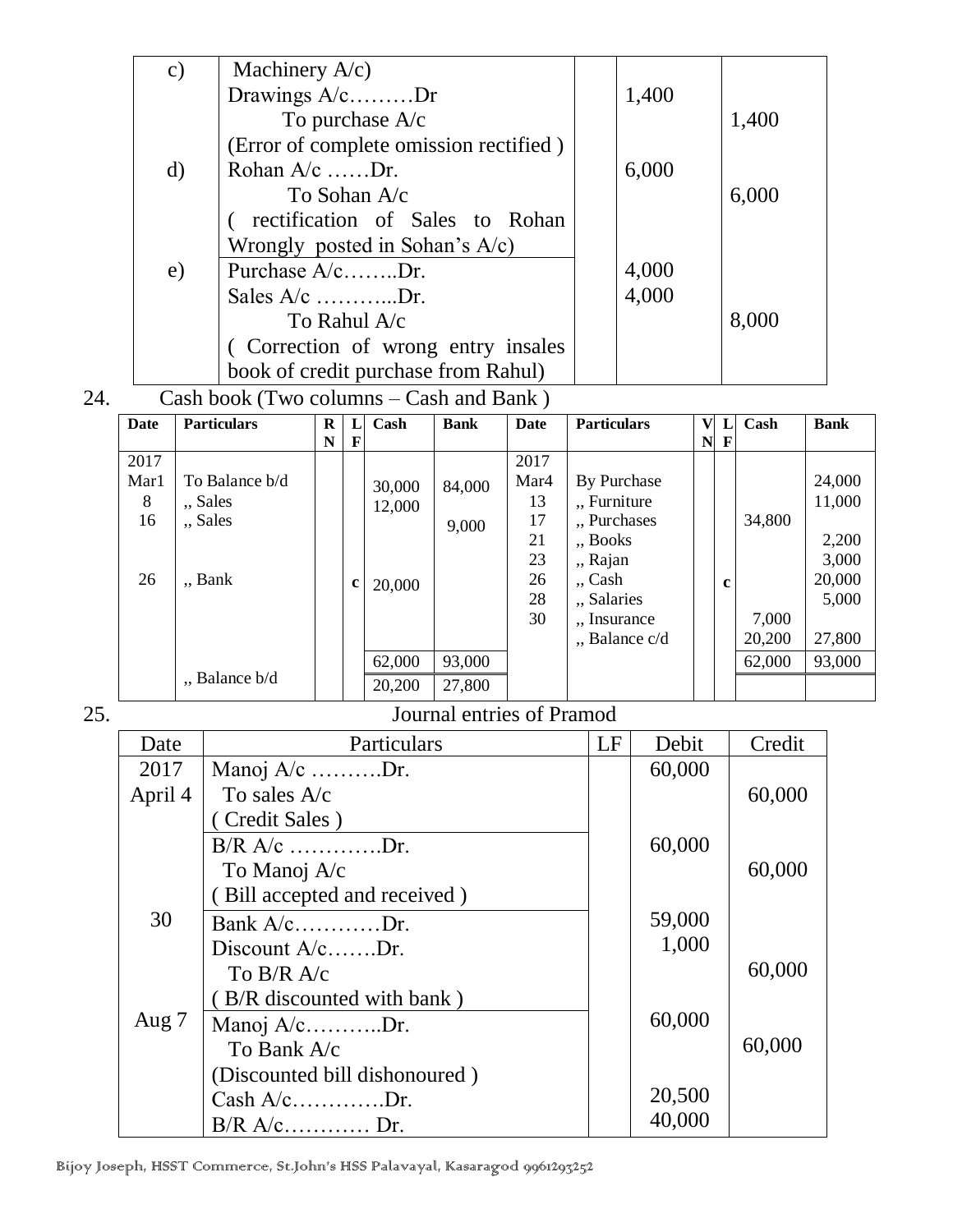| | | | | |
|---|---|---|---|---|
| c) | Machinery A/c)<br>Drawings A/c………Dr<br>To purchase A/c<br>(Error of complete omission rectified ) | | 1,400 | 1,400 |
| d) | Rohan A/c ……Dr.<br>To Sohan A/c<br>( rectification of Sales to Rohan Wrongly posted in Sohan's A/c) | | 6,000 | 6,000 |
| e) | Purchase A/c……..Dr.<br>Sales A/c ………...Dr.<br>To Rahul A/c<br>( Correction of wrong entry insales book of credit purchase from Rahul) | | 4,000<br>4,000 | 8,000 |

24. Cash book (Two columns – Cash and Bank )

| Date | Particulars | RN | LF | Cash | Bank | Date | Particulars | VN | LF | Cash | Bank |
|---|---|---|---|---|---|---|---|---|---|---|---|
| 2017 | | | | | | 2017 | | | | | |
| Mar1 | To Balance b/d | | | 30,000 | 84,000 | Mar4 | By Purchase | | | | 24,000 |
| 8 | ,, Sales | | | 12,000 | | 13 | ,, Furniture | | | | 11,000 |
| 16 | ,, Sales | | | | 9,000 | 17 | ,, Purchases | | | 34,800 | |
| | | | | | | 21 | ,, Books | | | | 2,200 |
| | | | | | | 23 | ,, Rajan | | | | 3,000 |
| 26 | ,, Bank | | c | 20,000 | | 26 | ,, Cash | | c | | 20,000 |
| | | | | | | 28 | ,, Salaries | | | | 5,000 |
| | | | | | | 30 | ,, Insurance | | | 7,000 | |
| | | | | | | | ,, Balance c/d | | | 20,200 | 27,800 |
| | | | | 62,000 | 93,000 | | | | | 62,000 | 93,000 |
| | ,, Balance b/d | | | 20,200 | 27,800 | | | | | | |

25. Journal entries of Pramod

| Date | Particulars | LF | Debit | Credit |
|---|---|---|---|---|
| 2017<br>April 4 | Manoj A/c ……….Dr.<br>To sales A/c<br>( Credit Sales ) | | 60,000 | 60,000 |
| | B/R A/c ………….Dr.<br>To Manoj A/c<br>( Bill accepted and received ) | | 60,000 | 60,000 |
| 30 | Bank A/c…………Dr.<br>Discount A/c…….Dr.<br>To B/R A/c<br>( B/R discounted with bank ) | | 59,000<br>1,000 | 60,000 |
| Aug 7 | Manoj A/c………..Dr.<br>To Bank A/c<br>(Discounted bill dishonoured )<br>Cash A/c………….Dr.<br>B/R A/c………… Dr. | | 60,000<br><br><br>20,500<br>40,000 | 60,000 |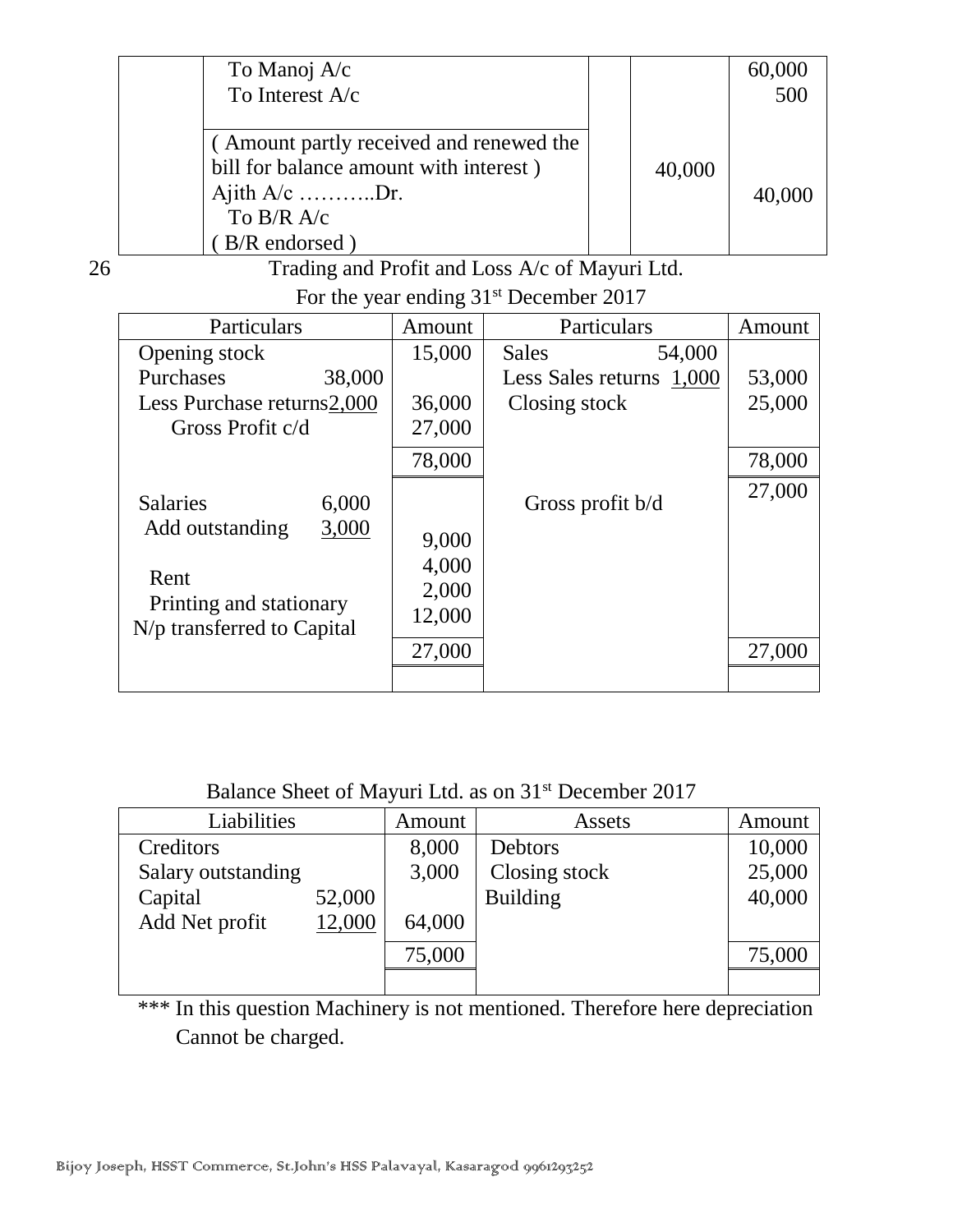| | | | | |
|---|---|---|---|---|
| | To Manoj A/c<br>To Interest A/c | | | 60,000<br>500 |
| | ( Amount partly received and renewed the bill for balance amount with interest )<br>Ajith A/c ………..Dr.<br>To B/R A/c<br>( B/R endorsed ) | | 40,000 | 40,000 |

26

Trading and Profit and Loss A/c of Mayuri Ltd.
For the year ending 31st December 2017

| Particulars | | Amount | Particulars | | Amount |
|---|---|---|---|---|---|
| Opening stock | | 15,000 | Sales | 54,000 | |
| Purchases | 38,000 | | Less Sales returns | 1,000 | 53,000 |
| Less Purchase returns | 2,000 | 36,000 | Closing stock | | 25,000 |
| Gross Profit c/d | | 27,000 | | | |
| | | 78,000 | | | 78,000 |
| Salaries | 6,000 | | Gross profit b/d | | 27,000 |
| Add outstanding | 3,000 | 9,000 | | | |
| Rent | | 4,000 | | | |
| Printing and stationary | | 2,000 | | | |
| N/p transferred to Capital | | 12,000 | | | |
| | | 27,000 | | | 27,000 |

Balance Sheet of Mayuri Ltd. as on 31st December 2017

| Liabilities | | Amount | Assets | Amount |
|---|---|---|---|---|
| Creditors | | 8,000 | Debtors | 10,000 |
| Salary outstanding | | 3,000 | Closing stock | 25,000 |
| Capital | 52,000 | | Building | 40,000 |
| Add Net profit | 12,000 | 64,000 | | |
| | | 75,000 | | 75,000 |

*** In this question Machinery is not mentioned. Therefore here depreciation Cannot be charged.